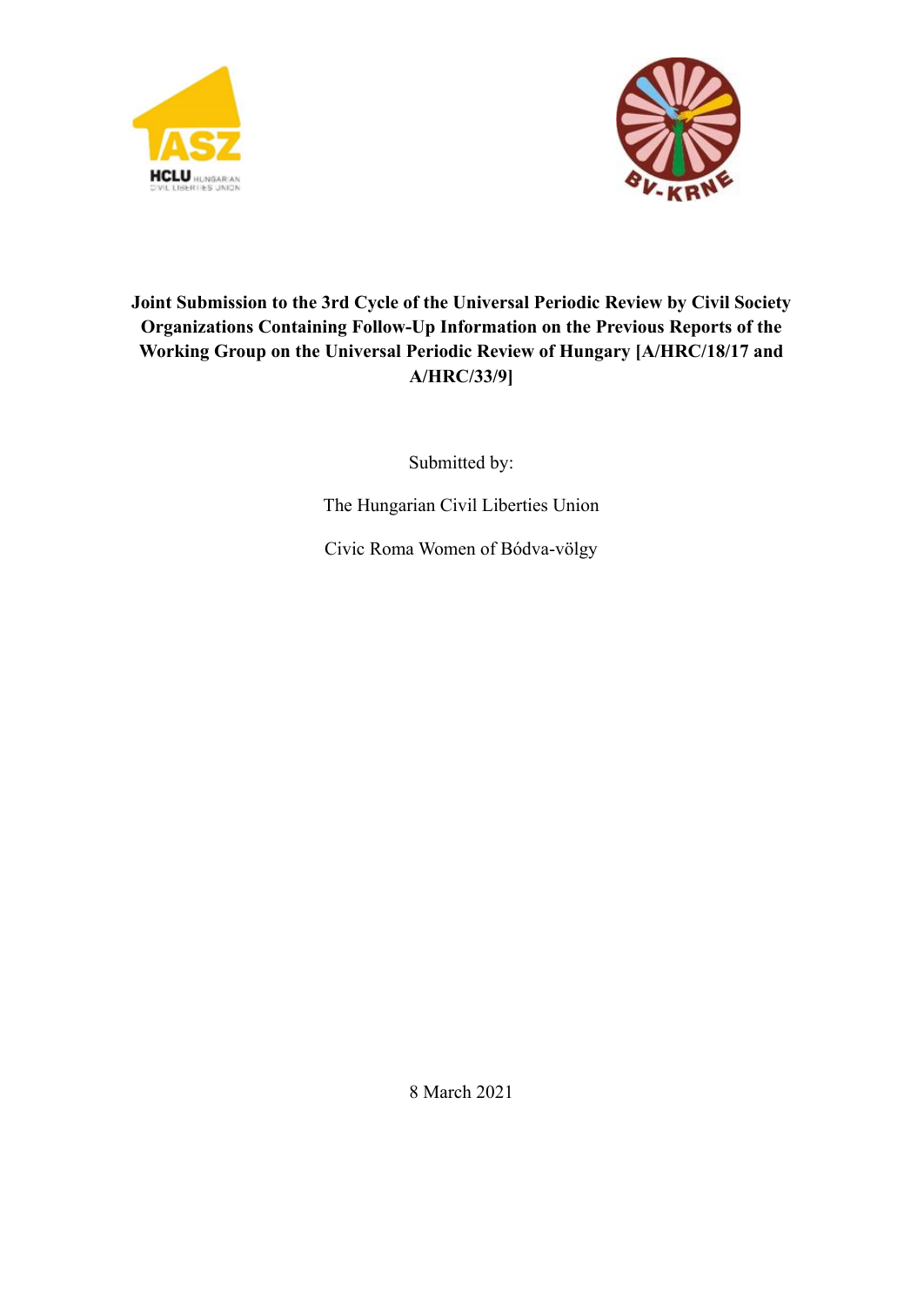**Joint Submission to the 3rd Cycle of the Universal Periodic Review by Civil Society Organizations Containing Follow-Up Information on the Previous Reports of the Working Group on the Universal Periodic Review of Hungary [A/HRC/18/17 and A/HRC/33/9]**

Submitted by:

The Hungarian Civil Liberties Union

Civic Roma Women of Bódva-völgy

8 March 2021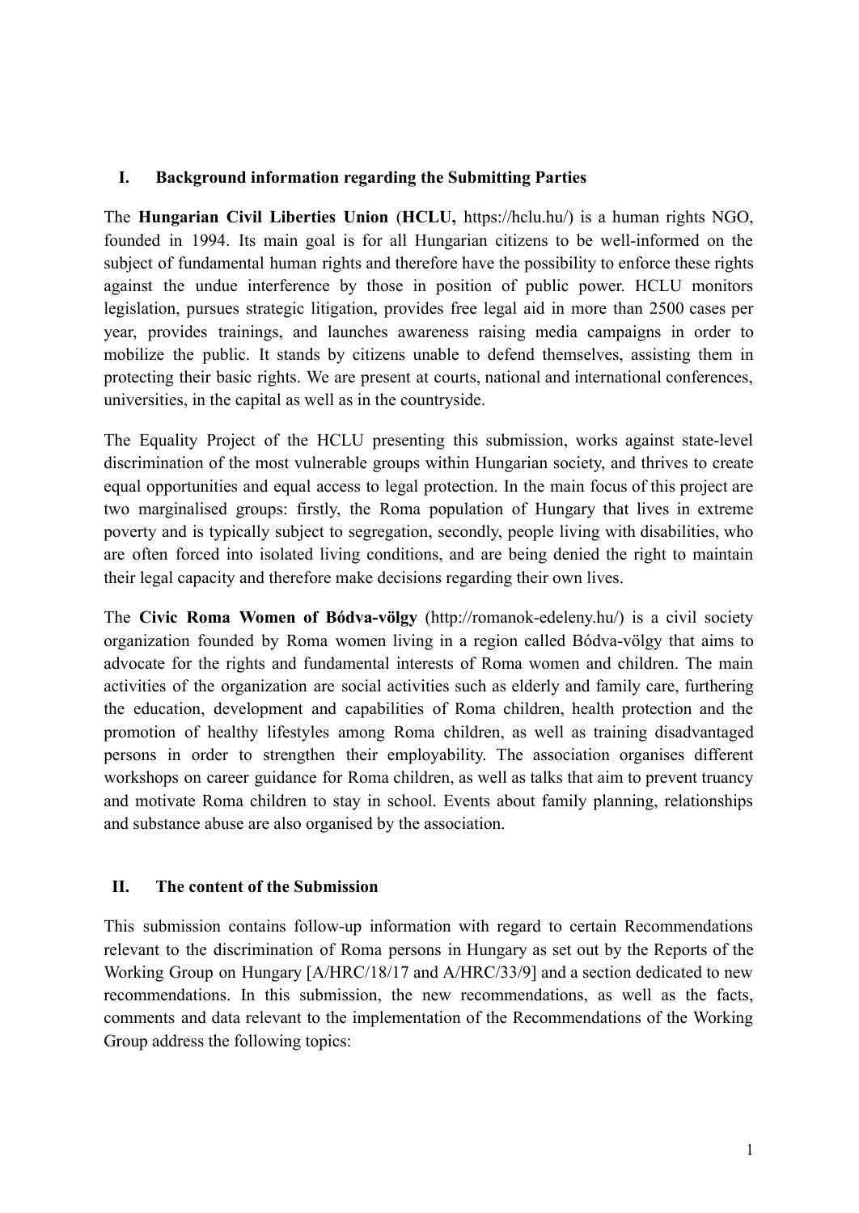## I. Background information regarding the Submitting Parties

The **Hungarian Civil Liberties Union** (**HCLU,** https://hclu.hu/) is a human rights NGO, founded in 1994. Its main goal is for all Hungarian citizens to be well-informed on the subject of fundamental human rights and therefore have the possibility to enforce these rights against the undue interference by those in position of public power. HCLU monitors legislation, pursues strategic litigation, provides free legal aid in more than 2500 cases per year, provides trainings, and launches awareness raising media campaigns in order to mobilize the public. It stands by citizens unable to defend themselves, assisting them in protecting their basic rights. We are present at courts, national and international conferences, universities, in the capital as well as in the countryside.

The Equality Project of the HCLU presenting this submission, works against state-level discrimination of the most vulnerable groups within Hungarian society, and thrives to create equal opportunities and equal access to legal protection. In the main focus of this project are two marginalised groups: firstly, the Roma population of Hungary that lives in extreme poverty and is typically subject to segregation, secondly, people living with disabilities, who are often forced into isolated living conditions, and are being denied the right to maintain their legal capacity and therefore make decisions regarding their own lives.

The **Civic Roma Women of Bódva-völgy** (http://romanok-edeleny.hu/) is a civil society organization founded by Roma women living in a region called Bódva-völgy that aims to advocate for the rights and fundamental interests of Roma women and children. The main activities of the organization are social activities such as elderly and family care, furthering the education, development and capabilities of Roma children, health protection and the promotion of healthy lifestyles among Roma children, as well as training disadvantaged persons in order to strengthen their employability. The association organises different workshops on career guidance for Roma children, as well as talks that aim to prevent truancy and motivate Roma children to stay in school. Events about family planning, relationships and substance abuse are also organised by the association.

## II. The content of the Submission

This submission contains follow-up information with regard to certain Recommendations relevant to the discrimination of Roma persons in Hungary as set out by the Reports of the Working Group on Hungary [A/HRC/18/17 and A/HRC/33/9] and a section dedicated to new recommendations. In this submission, the new recommendations, as well as the facts, comments and data relevant to the implementation of the Recommendations of the Working Group address the following topics: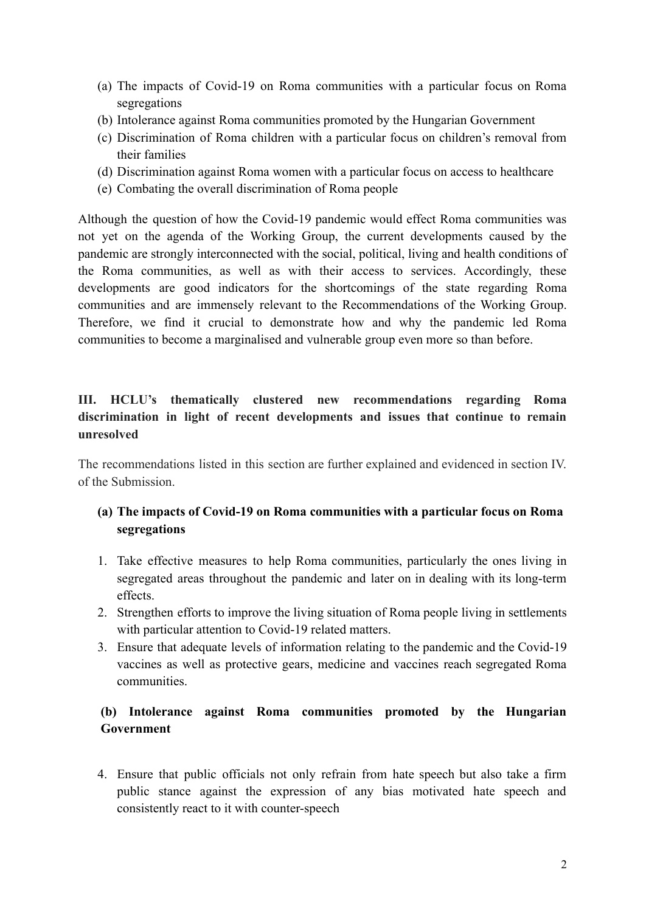(a) The impacts of Covid-19 on Roma communities with a particular focus on Roma segregations
(b) Intolerance against Roma communities promoted by the Hungarian Government
(c) Discrimination of Roma children with a particular focus on children's removal from their families
(d) Discrimination against Roma women with a particular focus on access to healthcare
(e) Combating the overall discrimination of Roma people

Although the question of how the Covid-19 pandemic would effect Roma communities was not yet on the agenda of the Working Group, the current developments caused by the pandemic are strongly interconnected with the social, political, living and health conditions of the Roma communities, as well as with their access to services. Accordingly, these developments are good indicators for the shortcomings of the state regarding Roma communities and are immensely relevant to the Recommendations of the Working Group. Therefore, we find it crucial to demonstrate how and why the pandemic led Roma communities to become a marginalised and vulnerable group even more so than before.

## III. HCLU's thematically clustered new recommendations regarding Roma discrimination in light of recent developments and issues that continue to remain unresolved

The recommendations listed in this section are further explained and evidenced in section IV. of the Submission.

### (a) The impacts of Covid-19 on Roma communities with a particular focus on Roma segregations

1. Take effective measures to help Roma communities, particularly the ones living in segregated areas throughout the pandemic and later on in dealing with its long-term effects.
2. Strengthen efforts to improve the living situation of Roma people living in settlements with particular attention to Covid-19 related matters.
3. Ensure that adequate levels of information relating to the pandemic and the Covid-19 vaccines as well as protective gears, medicine and vaccines reach segregated Roma communities.

### (b) Intolerance against Roma communities promoted by the Hungarian Government

4. Ensure that public officials not only refrain from hate speech but also take a firm public stance against the expression of any bias motivated hate speech and consistently react to it with counter-speech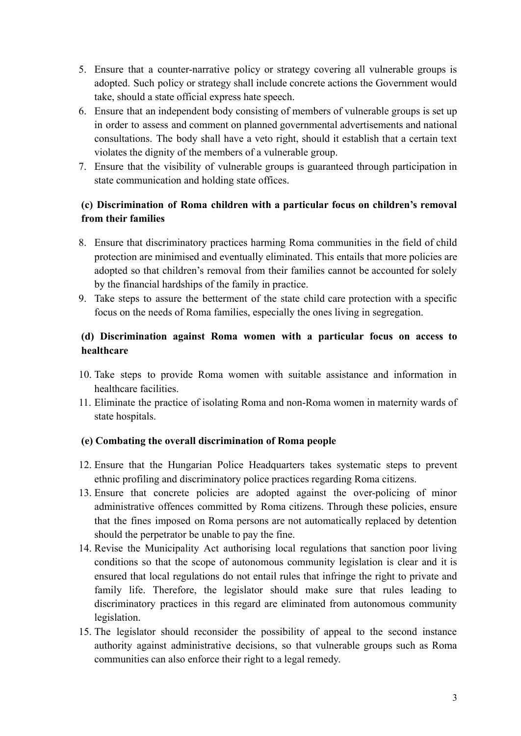5. Ensure that a counter-narrative policy or strategy covering all vulnerable groups is adopted. Such policy or strategy shall include concrete actions the Government would take, should a state official express hate speech.
6. Ensure that an independent body consisting of members of vulnerable groups is set up in order to assess and comment on planned governmental advertisements and national consultations. The body shall have a veto right, should it establish that a certain text violates the dignity of the members of a vulnerable group.
7. Ensure that the visibility of vulnerable groups is guaranteed through participation in state communication and holding state offices.

**(c) Discrimination of Roma children with a particular focus on children's removal from their families**

8. Ensure that discriminatory practices harming Roma communities in the field of child protection are minimised and eventually eliminated. This entails that more policies are adopted so that children's removal from their families cannot be accounted for solely by the financial hardships of the family in practice.
9. Take steps to assure the betterment of the state child care protection with a specific focus on the needs of Roma families, especially the ones living in segregation.

**(d) Discrimination against Roma women with a particular focus on access to healthcare**

10. Take steps to provide Roma women with suitable assistance and information in healthcare facilities.
11. Eliminate the practice of isolating Roma and non-Roma women in maternity wards of state hospitals.

**(e) Combating the overall discrimination of Roma people**

12. Ensure that the Hungarian Police Headquarters takes systematic steps to prevent ethnic profiling and discriminatory police practices regarding Roma citizens.
13. Ensure that concrete policies are adopted against the over-policing of minor administrative offences committed by Roma citizens. Through these policies, ensure that the fines imposed on Roma persons are not automatically replaced by detention should the perpetrator be unable to pay the fine.
14. Revise the Municipality Act authorising local regulations that sanction poor living conditions so that the scope of autonomous community legislation is clear and it is ensured that local regulations do not entail rules that infringe the right to private and family life. Therefore, the legislator should make sure that rules leading to discriminatory practices in this regard are eliminated from autonomous community legislation.
15. The legislator should reconsider the possibility of appeal to the second instance authority against administrative decisions, so that vulnerable groups such as Roma communities can also enforce their right to a legal remedy.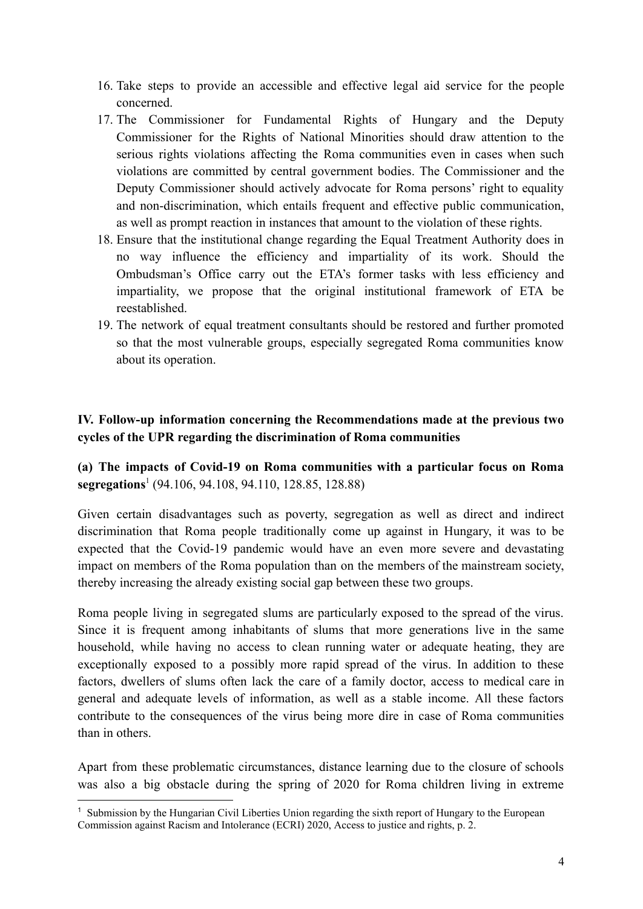16. Take steps to provide an accessible and effective legal aid service for the people concerned.
17. The Commissioner for Fundamental Rights of Hungary and the Deputy Commissioner for the Rights of National Minorities should draw attention to the serious rights violations affecting the Roma communities even in cases when such violations are committed by central government bodies. The Commissioner and the Deputy Commissioner should actively advocate for Roma persons' right to equality and non-discrimination, which entails frequent and effective public communication, as well as prompt reaction in instances that amount to the violation of these rights.
18. Ensure that the institutional change regarding the Equal Treatment Authority does in no way influence the efficiency and impartiality of its work. Should the Ombudsman's Office carry out the ETA's former tasks with less efficiency and impartiality, we propose that the original institutional framework of ETA be reestablished.
19. The network of equal treatment consultants should be restored and further promoted so that the most vulnerable groups, especially segregated Roma communities know about its operation.

## IV. Follow-up information concerning the Recommendations made at the previous two cycles of the UPR regarding the discrimination of Roma communities

### (a) The impacts of Covid-19 on Roma communities with a particular focus on Roma segregations[1] (94.106, 94.108, 94.110, 128.85, 128.88)

Given certain disadvantages such as poverty, segregation as well as direct and indirect discrimination that Roma people traditionally come up against in Hungary, it was to be expected that the Covid-19 pandemic would have an even more severe and devastating impact on members of the Roma population than on the members of the mainstream society, thereby increasing the already existing social gap between these two groups.

Roma people living in segregated slums are particularly exposed to the spread of the virus. Since it is frequent among inhabitants of slums that more generations live in the same household, while having no access to clean running water or adequate heating, they are exceptionally exposed to a possibly more rapid spread of the virus. In addition to these factors, dwellers of slums often lack the care of a family doctor, access to medical care in general and adequate levels of information, as well as a stable income. All these factors contribute to the consequences of the virus being more dire in case of Roma communities than in others.

Apart from these problematic circumstances, distance learning due to the closure of schools was also a big obstacle during the spring of 2020 for Roma children living in extreme

[1] Submission by the Hungarian Civil Liberties Union regarding the sixth report of Hungary to the European Commission against Racism and Intolerance (ECRI) 2020, Access to justice and rights, p. 2.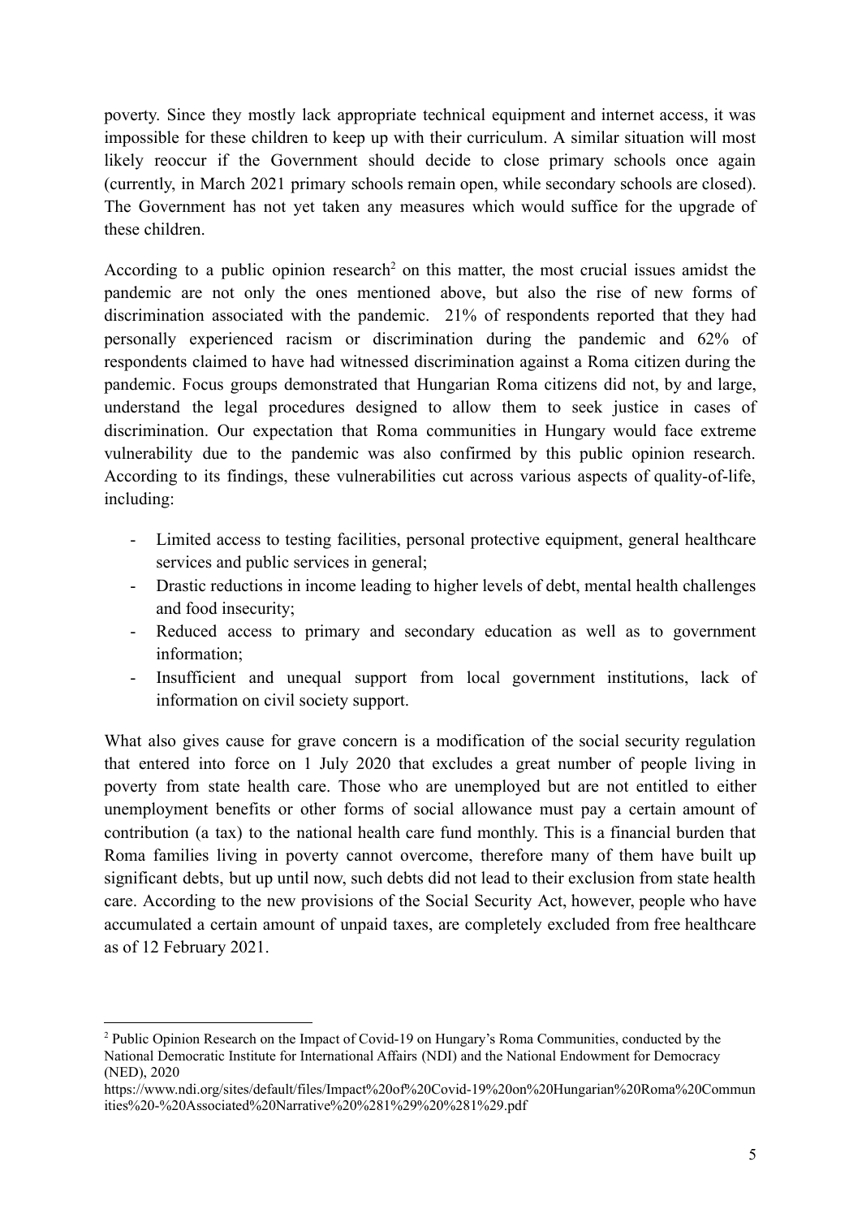poverty. Since they mostly lack appropriate technical equipment and internet access, it was impossible for these children to keep up with their curriculum. A similar situation will most likely reoccur if the Government should decide to close primary schools once again (currently, in March 2021 primary schools remain open, while secondary schools are closed). The Government has not yet taken any measures which would suffice for the upgrade of these children.

According to a public opinion research[2] on this matter, the most crucial issues amidst the pandemic are not only the ones mentioned above, but also the rise of new forms of discrimination associated with the pandemic. 21% of respondents reported that they had personally experienced racism or discrimination during the pandemic and 62% of respondents claimed to have had witnessed discrimination against a Roma citizen during the pandemic. Focus groups demonstrated that Hungarian Roma citizens did not, by and large, understand the legal procedures designed to allow them to seek justice in cases of discrimination. Our expectation that Roma communities in Hungary would face extreme vulnerability due to the pandemic was also confirmed by this public opinion research. According to its findings, these vulnerabilities cut across various aspects of quality-of-life, including:

- Limited access to testing facilities, personal protective equipment, general healthcare services and public services in general;
- Drastic reductions in income leading to higher levels of debt, mental health challenges and food insecurity;
- Reduced access to primary and secondary education as well as to government information;
- Insufficient and unequal support from local government institutions, lack of information on civil society support.

What also gives cause for grave concern is a modification of the social security regulation that entered into force on 1 July 2020 that excludes a great number of people living in poverty from state health care. Those who are unemployed but are not entitled to either unemployment benefits or other forms of social allowance must pay a certain amount of contribution (a tax) to the national health care fund monthly. This is a financial burden that Roma families living in poverty cannot overcome, therefore many of them have built up significant debts, but up until now, such debts did not lead to their exclusion from state health care. According to the new provisions of the Social Security Act, however, people who have accumulated a certain amount of unpaid taxes, are completely excluded from free healthcare as of 12 February 2021.

---

[2] Public Opinion Research on the Impact of Covid-19 on Hungary's Roma Communities, conducted by the National Democratic Institute for International Affairs (NDI) and the National Endowment for Democracy (NED), 2020
https://www.ndi.org/sites/default/files/Impact%20of%20Covid-19%20on%20Hungarian%20Roma%20Communities%20-%20Associated%20Narrative%20%281%29%20%281%29.pdf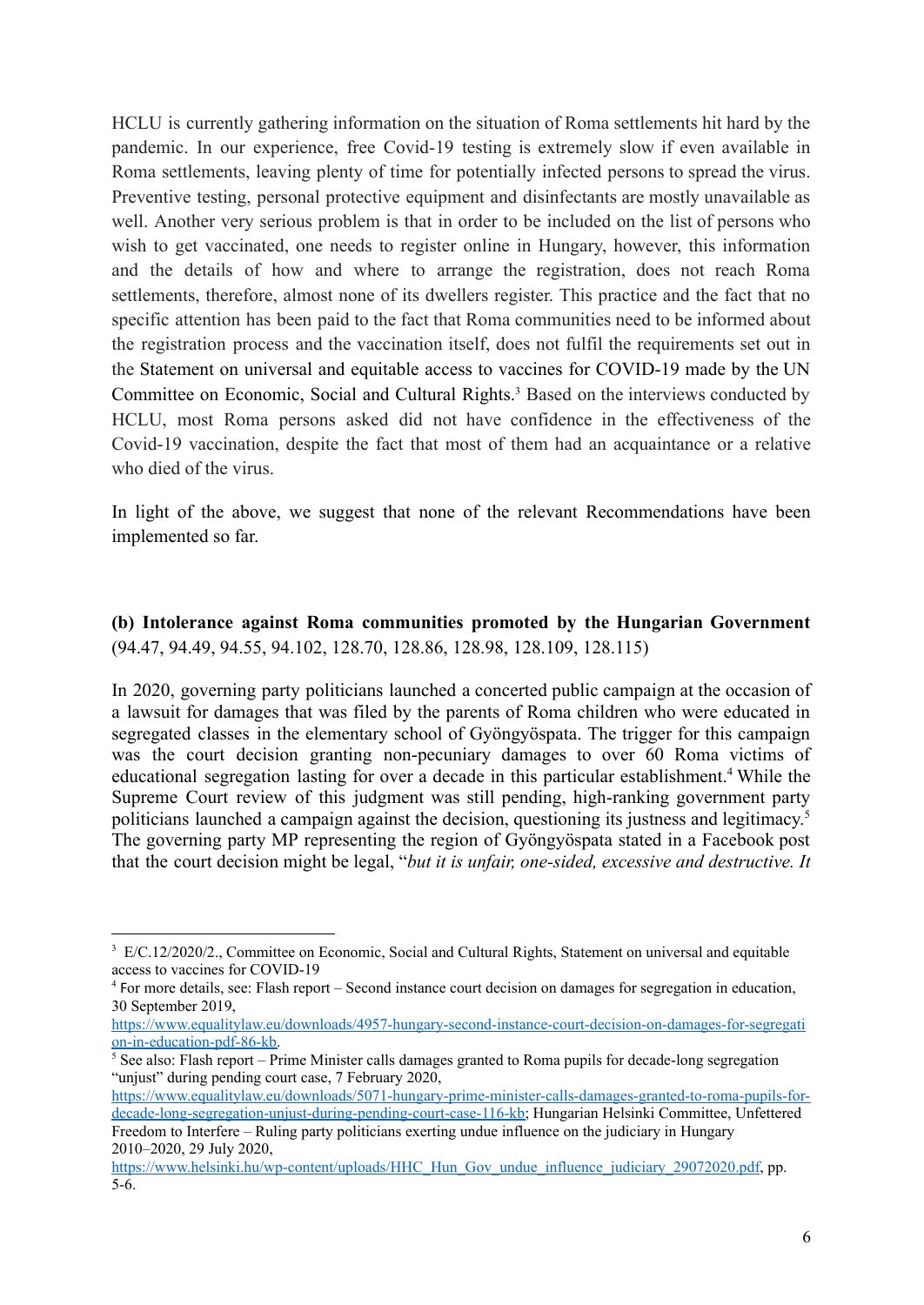HCLU is currently gathering information on the situation of Roma settlements hit hard by the pandemic. In our experience, free Covid-19 testing is extremely slow if even available in Roma settlements, leaving plenty of time for potentially infected persons to spread the virus. Preventive testing, personal protective equipment and disinfectants are mostly unavailable as well. Another very serious problem is that in order to be included on the list of persons who wish to get vaccinated, one needs to register online in Hungary, however, this information and the details of how and where to arrange the registration, does not reach Roma settlements, therefore, almost none of its dwellers register. This practice and the fact that no specific attention has been paid to the fact that Roma communities need to be informed about the registration process and the vaccination itself, does not fulfil the requirements set out in the Statement on universal and equitable access to vaccines for COVID-19 made by the UN Committee on Economic, Social and Cultural Rights.[3] Based on the interviews conducted by HCLU, most Roma persons asked did not have confidence in the effectiveness of the Covid-19 vaccination, despite the fact that most of them had an acquaintance or a relative who died of the virus.

In light of the above, we suggest that none of the relevant Recommendations have been implemented so far.

**(b) Intolerance against Roma communities promoted by the Hungarian Government** (94.47, 94.49, 94.55, 94.102, 128.70, 128.86, 128.98, 128.109, 128.115)

In 2020, governing party politicians launched a concerted public campaign at the occasion of a lawsuit for damages that was filed by the parents of Roma children who were educated in segregated classes in the elementary school of Gyöngyöspata. The trigger for this campaign was the court decision granting non-pecuniary damages to over 60 Roma victims of educational segregation lasting for over a decade in this particular establishment.[4] While the Supreme Court review of this judgment was still pending, high-ranking government party politicians launched a campaign against the decision, questioning its justness and legitimacy.[5] The governing party MP representing the region of Gyöngyöspata stated in a Facebook post that the court decision might be legal, "*but it is unfair, one-sided, excessive and destructive. It*

---

[3] E/C.12/2020/2., Committee on Economic, Social and Cultural Rights, Statement on universal and equitable access to vaccines for COVID-19

[4] For more details, see: Flash report – Second instance court decision on damages for segregation in education, 30 September 2019, https://www.equalitylaw.eu/downloads/4957-hungary-second-instance-court-decision-on-damages-for-segregation-in-education-pdf-86-kb.

[5] See also: Flash report – Prime Minister calls damages granted to Roma pupils for decade-long segregation "unjust" during pending court case, 7 February 2020, https://www.equalitylaw.eu/downloads/5071-hungary-prime-minister-calls-damages-granted-to-roma-pupils-for-decade-long-segregation-unjust-during-pending-court-case-116-kb; Hungarian Helsinki Committee, Unfettered Freedom to Interfere – Ruling party politicians exerting undue influence on the judiciary in Hungary 2010–2020, 29 July 2020, https://www.helsinki.hu/wp-content/uploads/HHC_Hun_Gov_undue_influence_judiciary_29072020.pdf, pp. 5-6.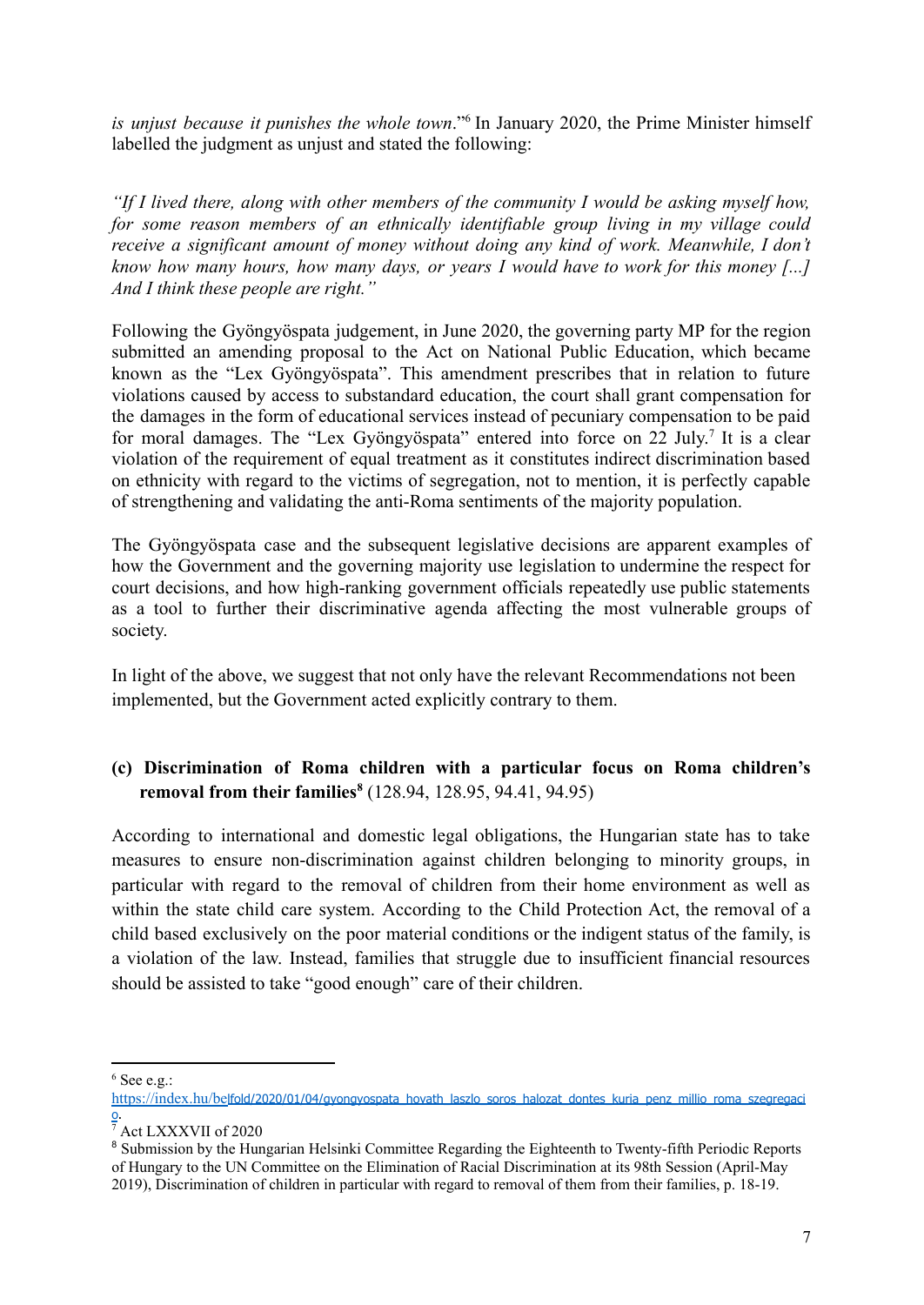*is unjust because it punishes the whole town*."[6] In January 2020, the Prime Minister himself labelled the judgment as unjust and stated the following:

*"If I lived there, along with other members of the community I would be asking myself how, for some reason members of an ethnically identifiable group living in my village could receive a significant amount of money without doing any kind of work. Meanwhile, I don't know how many hours, how many days, or years I would have to work for this money [...] And I think these people are right."*

Following the Gyöngyöspata judgement, in June 2020, the governing party MP for the region submitted an amending proposal to the Act on National Public Education, which became known as the "Lex Gyöngyöspata". This amendment prescribes that in relation to future violations caused by access to substandard education, the court shall grant compensation for the damages in the form of educational services instead of pecuniary compensation to be paid for moral damages. The "Lex Gyöngyöspata" entered into force on 22 July.[7] It is a clear violation of the requirement of equal treatment as it constitutes indirect discrimination based on ethnicity with regard to the victims of segregation, not to mention, it is perfectly capable of strengthening and validating the anti-Roma sentiments of the majority population.

The Gyöngyöspata case and the subsequent legislative decisions are apparent examples of how the Government and the governing majority use legislation to undermine the respect for court decisions, and how high-ranking government officials repeatedly use public statements as a tool to further their discriminative agenda affecting the most vulnerable groups of society.

In light of the above, we suggest that not only have the relevant Recommendations not been implemented, but the Government acted explicitly contrary to them.

### (c) Discrimination of Roma children with a particular focus on Roma children's removal from their families[8] (128.94, 128.95, 94.41, 94.95)

According to international and domestic legal obligations, the Hungarian state has to take measures to ensure non-discrimination against children belonging to minority groups, in particular with regard to the removal of children from their home environment as well as within the state child care system. According to the Child Protection Act, the removal of a child based exclusively on the poor material conditions or the indigent status of the family, is a violation of the law. Instead, families that struggle due to insufficient financial resources should be assisted to take "good enough" care of their children.

---

[6] See e.g.: https://index.hu/belfold/2020/01/04/gyongyospata_hovath_laszlo_soros_halozat_dontes_kuria_penz_millio_roma_szegregacio.

[7] Act LXXXVII of 2020

[8] Submission by the Hungarian Helsinki Committee Regarding the Eighteenth to Twenty-fifth Periodic Reports of Hungary to the UN Committee on the Elimination of Racial Discrimination at its 98th Session (April-May 2019), Discrimination of children in particular with regard to removal of them from their families, p. 18-19.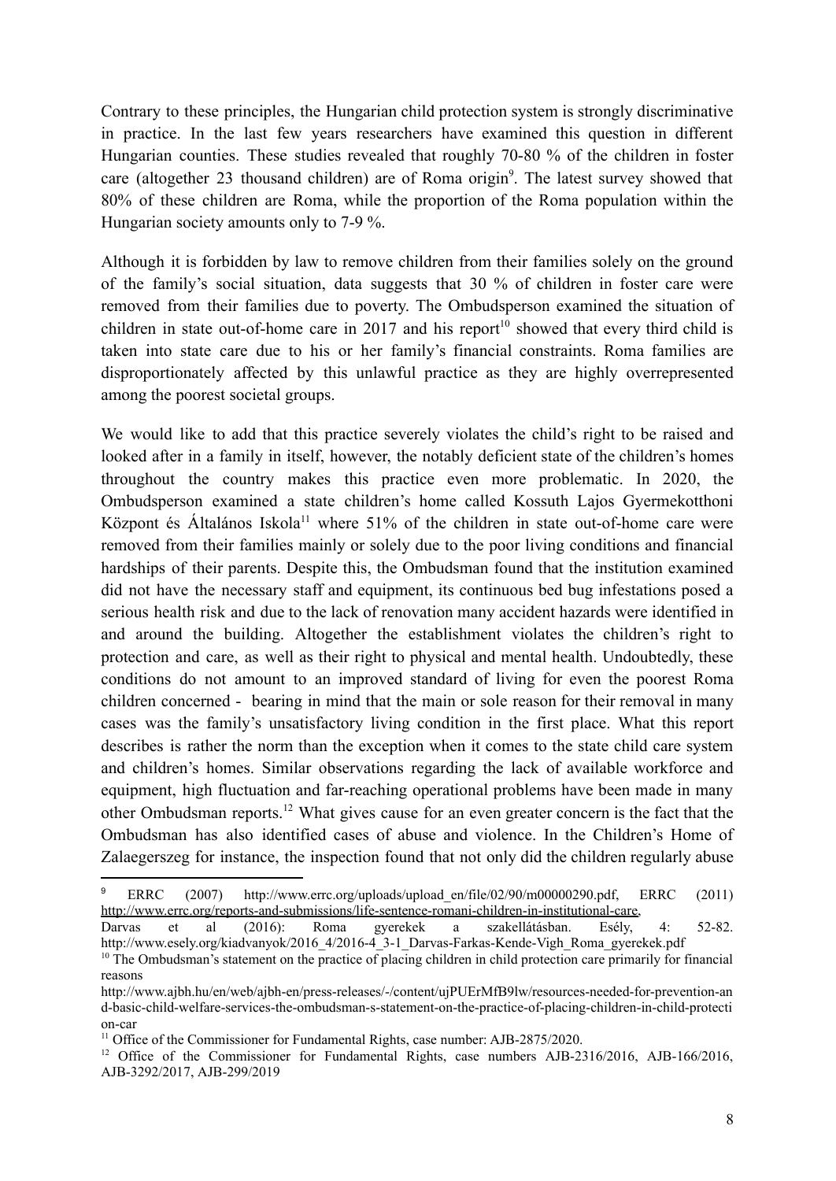Contrary to these principles, the Hungarian child protection system is strongly discriminative in practice. In the last few years researchers have examined this question in different Hungarian counties. These studies revealed that roughly 70-80 % of the children in foster care (altogether 23 thousand children) are of Roma origin[9]. The latest survey showed that 80% of these children are Roma, while the proportion of the Roma population within the Hungarian society amounts only to 7-9 %.

Although it is forbidden by law to remove children from their families solely on the ground of the family's social situation, data suggests that 30 % of children in foster care were removed from their families due to poverty. The Ombudsperson examined the situation of children in state out-of-home care in 2017 and his report[10] showed that every third child is taken into state care due to his or her family's financial constraints. Roma families are disproportionately affected by this unlawful practice as they are highly overrepresented among the poorest societal groups.

We would like to add that this practice severely violates the child's right to be raised and looked after in a family in itself, however, the notably deficient state of the children's homes throughout the country makes this practice even more problematic. In 2020, the Ombudsperson examined a state children's home called Kossuth Lajos Gyermekotthoni Központ és Általános Iskola[11] where 51% of the children in state out-of-home care were removed from their families mainly or solely due to the poor living conditions and financial hardships of their parents. Despite this, the Ombudsman found that the institution examined did not have the necessary staff and equipment, its continuous bed bug infestations posed a serious health risk and due to the lack of renovation many accident hazards were identified in and around the building. Altogether the establishment violates the children's right to protection and care, as well as their right to physical and mental health. Undoubtedly, these conditions do not amount to an improved standard of living for even the poorest Roma children concerned - bearing in mind that the main or sole reason for their removal in many cases was the family's unsatisfactory living condition in the first place. What this report describes is rather the norm than the exception when it comes to the state child care system and children's homes. Similar observations regarding the lack of available workforce and equipment, high fluctuation and far-reaching operational problems have been made in many other Ombudsman reports.[12] What gives cause for an even greater concern is the fact that the Ombudsman has also identified cases of abuse and violence. In the Children's Home of Zalaegerszeg for instance, the inspection found that not only did the children regularly abuse

---

[9] ERRC (2007) http://www.errc.org/uploads/upload_en/file/02/90/m00000290.pdf, ERRC (2011) http://www.errc.org/reports-and-submissions/life-sentence-romani-children-in-institutional-care,
Darvas et al (2016): Roma gyerekek a szakellátásban. Esély, 4: 52-82. http://www.esely.org/kiadvanyok/2016_4/2016-4_3-1_Darvas-Farkas-Kende-Vigh_Roma_gyerekek.pdf

[10] The Ombudsman's statement on the practice of placing children in child protection care primarily for financial reasons
http://www.ajbh.hu/en/web/ajbh-en/press-releases/-/content/ujPUErMfB9lw/resources-needed-for-prevention-and-basic-child-welfare-services-the-ombudsman-s-statement-on-the-practice-of-placing-children-in-child-protection-car

[11] Office of the Commissioner for Fundamental Rights, case number: AJB-2875/2020.

[12] Office of the Commissioner for Fundamental Rights, case numbers AJB-2316/2016, AJB-166/2016, AJB-3292/2017, AJB-299/2019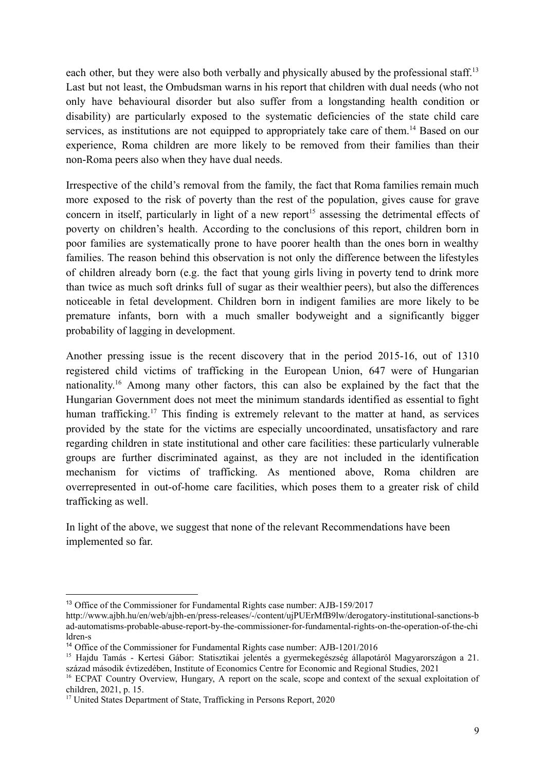each other, but they were also both verbally and physically abused by the professional staff.[13] Last but not least, the Ombudsman warns in his report that children with dual needs (who not only have behavioural disorder but also suffer from a longstanding health condition or disability) are particularly exposed to the systematic deficiencies of the state child care services, as institutions are not equipped to appropriately take care of them.[14] Based on our experience, Roma children are more likely to be removed from their families than their non-Roma peers also when they have dual needs.

Irrespective of the child's removal from the family, the fact that Roma families remain much more exposed to the risk of poverty than the rest of the population, gives cause for grave concern in itself, particularly in light of a new report[15] assessing the detrimental effects of poverty on children's health. According to the conclusions of this report, children born in poor families are systematically prone to have poorer health than the ones born in wealthy families. The reason behind this observation is not only the difference between the lifestyles of children already born (e.g. the fact that young girls living in poverty tend to drink more than twice as much soft drinks full of sugar as their wealthier peers), but also the differences noticeable in fetal development. Children born in indigent families are more likely to be premature infants, born with a much smaller bodyweight and a significantly bigger probability of lagging in development.

Another pressing issue is the recent discovery that in the period 2015-16, out of 1310 registered child victims of trafficking in the European Union, 647 were of Hungarian nationality.[16] Among many other factors, this can also be explained by the fact that the Hungarian Government does not meet the minimum standards identified as essential to fight human trafficking.[17] This finding is extremely relevant to the matter at hand, as services provided by the state for the victims are especially uncoordinated, unsatisfactory and rare regarding children in state institutional and other care facilities: these particularly vulnerable groups are further discriminated against, as they are not included in the identification mechanism for victims of trafficking. As mentioned above, Roma children are overrepresented in out-of-home care facilities, which poses them to a greater risk of child trafficking as well.

In light of the above, we suggest that none of the relevant Recommendations have been implemented so far.

---

[13] Office of the Commissioner for Fundamental Rights case number: AJB-159/2017 http://www.ajbh.hu/en/web/ajbh-en/press-releases/-/content/ujPUErMfB9lw/derogatory-institutional-sanctions-bad-automatisms-probable-abuse-report-by-the-commissioner-for-fundamental-rights-on-the-operation-of-the-children-s

[14] Office of the Commissioner for Fundamental Rights case number: AJB-1201/2016

[15] Hajdu Tamás - Kertesi Gábor: Statisztikai jelentés a gyermekegészség állapotáról Magyarországon a 21. század második évtizedében, Institute of Economics Centre for Economic and Regional Studies, 2021

[16] ECPAT Country Overview, Hungary, A report on the scale, scope and context of the sexual exploitation of children, 2021, p. 15.

[17] United States Department of State, Trafficking in Persons Report, 2020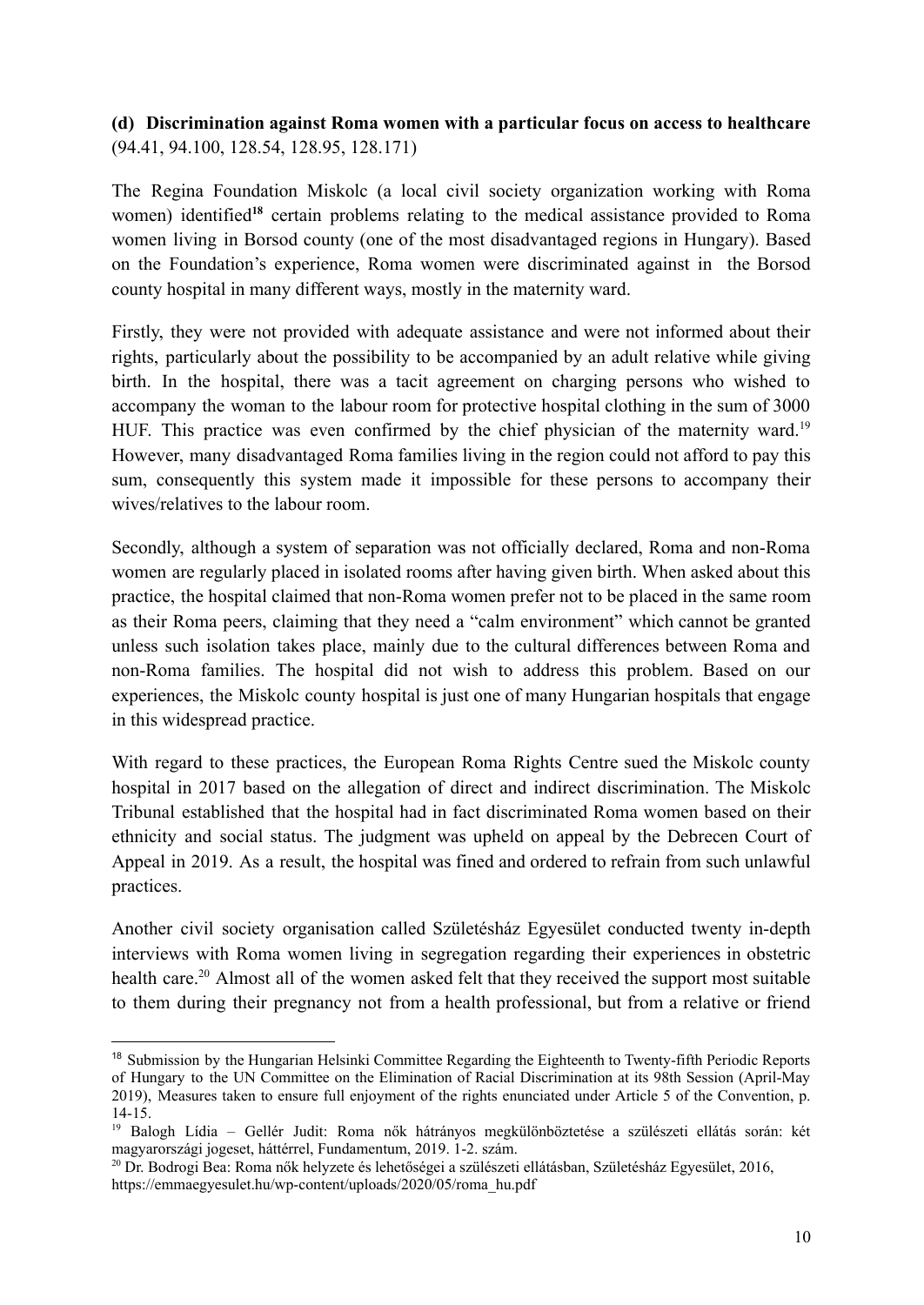**(d) Discrimination against Roma women with a particular focus on access to healthcare** (94.41, 94.100, 128.54, 128.95, 128.171)

The Regina Foundation Miskolc (a local civil society organization working with Roma women) identified[18] certain problems relating to the medical assistance provided to Roma women living in Borsod county (one of the most disadvantaged regions in Hungary). Based on the Foundation's experience, Roma women were discriminated against in the Borsod county hospital in many different ways, mostly in the maternity ward.

Firstly, they were not provided with adequate assistance and were not informed about their rights, particularly about the possibility to be accompanied by an adult relative while giving birth. In the hospital, there was a tacit agreement on charging persons who wished to accompany the woman to the labour room for protective hospital clothing in the sum of 3000 HUF. This practice was even confirmed by the chief physician of the maternity ward.[19] However, many disadvantaged Roma families living in the region could not afford to pay this sum, consequently this system made it impossible for these persons to accompany their wives/relatives to the labour room.

Secondly, although a system of separation was not officially declared, Roma and non-Roma women are regularly placed in isolated rooms after having given birth. When asked about this practice, the hospital claimed that non-Roma women prefer not to be placed in the same room as their Roma peers, claiming that they need a "calm environment" which cannot be granted unless such isolation takes place, mainly due to the cultural differences between Roma and non-Roma families. The hospital did not wish to address this problem. Based on our experiences, the Miskolc county hospital is just one of many Hungarian hospitals that engage in this widespread practice.

With regard to these practices, the European Roma Rights Centre sued the Miskolc county hospital in 2017 based on the allegation of direct and indirect discrimination. The Miskolc Tribunal established that the hospital had in fact discriminated Roma women based on their ethnicity and social status. The judgment was upheld on appeal by the Debrecen Court of Appeal in 2019. As a result, the hospital was fined and ordered to refrain from such unlawful practices.

Another civil society organisation called Születésház Egyesület conducted twenty in-depth interviews with Roma women living in segregation regarding their experiences in obstetric health care.[20] Almost all of the women asked felt that they received the support most suitable to them during their pregnancy not from a health professional, but from a relative or friend

---

[18] Submission by the Hungarian Helsinki Committee Regarding the Eighteenth to Twenty-fifth Periodic Reports of Hungary to the UN Committee on the Elimination of Racial Discrimination at its 98th Session (April-May 2019), Measures taken to ensure full enjoyment of the rights enunciated under Article 5 of the Convention, p. 14-15.

[19] Balogh Lídia – Gellér Judit: Roma nők hátrányos megkülönböztetése a szülészeti ellátás során: két magyarországi jogeset, háttérrel, Fundamentum, 2019. 1-2. szám.

[20] Dr. Bodrogi Bea: Roma nők helyzete és lehetőségei a szülészeti ellátásban, Születésház Egyesület, 2016, https://emmaegyesulet.hu/wp-content/uploads/2020/05/roma_hu.pdf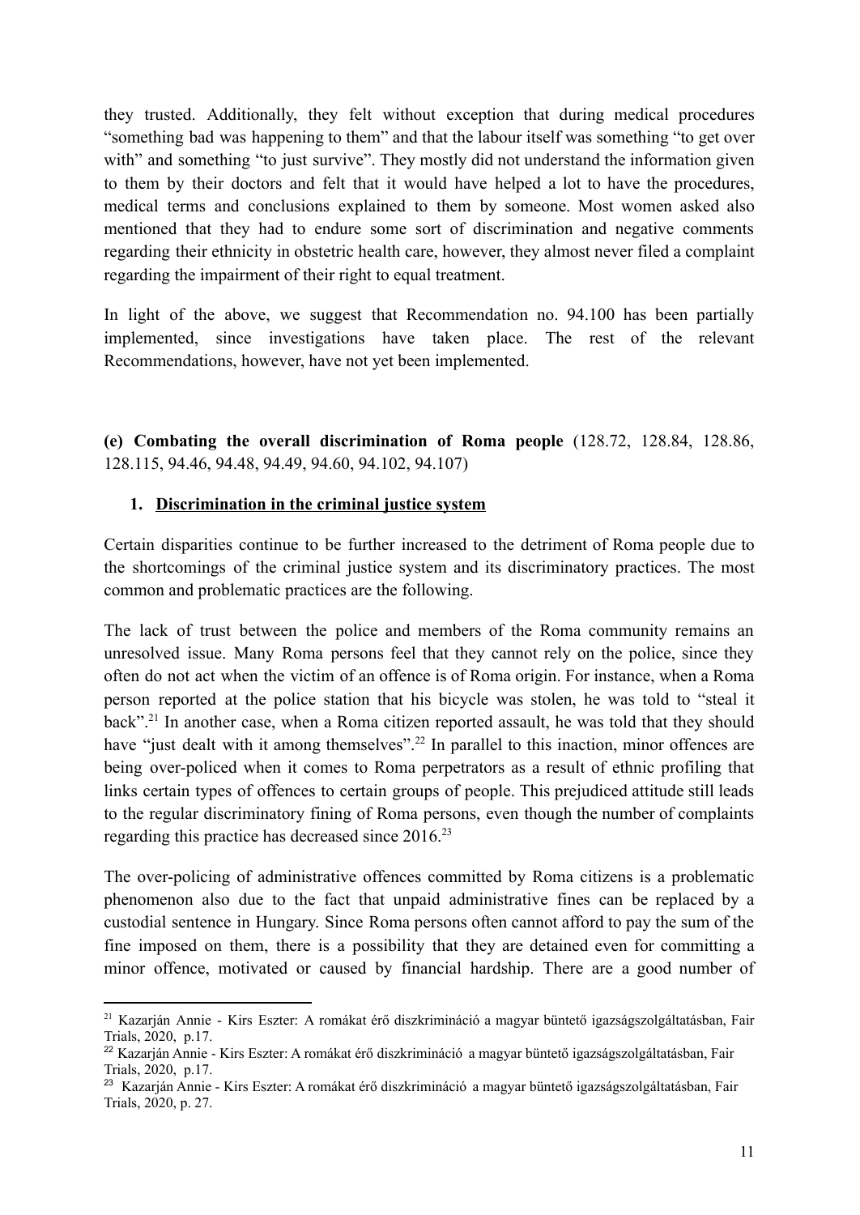they trusted. Additionally, they felt without exception that during medical procedures "something bad was happening to them" and that the labour itself was something "to get over with" and something "to just survive". They mostly did not understand the information given to them by their doctors and felt that it would have helped a lot to have the procedures, medical terms and conclusions explained to them by someone. Most women asked also mentioned that they had to endure some sort of discrimination and negative comments regarding their ethnicity in obstetric health care, however, they almost never filed a complaint regarding the impairment of their right to equal treatment.

In light of the above, we suggest that Recommendation no. 94.100 has been partially implemented, since investigations have taken place. The rest of the relevant Recommendations, however, have not yet been implemented.

**(e) Combating the overall discrimination of Roma people** (128.72, 128.84, 128.86, 128.115, 94.46, 94.48, 94.49, 94.60, 94.102, 94.107)

1. **<u>Discrimination in the criminal justice system</u>**

Certain disparities continue to be further increased to the detriment of Roma people due to the shortcomings of the criminal justice system and its discriminatory practices. The most common and problematic practices are the following.

The lack of trust between the police and members of the Roma community remains an unresolved issue. Many Roma persons feel that they cannot rely on the police, since they often do not act when the victim of an offence is of Roma origin. For instance, when a Roma person reported at the police station that his bicycle was stolen, he was told to "steal it back".[21] In another case, when a Roma citizen reported assault, he was told that they should have "just dealt with it among themselves".[22] In parallel to this inaction, minor offences are being over-policed when it comes to Roma perpetrators as a result of ethnic profiling that links certain types of offences to certain groups of people. This prejudiced attitude still leads to the regular discriminatory fining of Roma persons, even though the number of complaints regarding this practice has decreased since 2016.[23]

The over-policing of administrative offences committed by Roma citizens is a problematic phenomenon also due to the fact that unpaid administrative fines can be replaced by a custodial sentence in Hungary. Since Roma persons often cannot afford to pay the sum of the fine imposed on them, there is a possibility that they are detained even for committing a minor offence, motivated or caused by financial hardship. There are a good number of

---

[21] Kazarján Annie - Kirs Eszter: A romákat érő diszkrimináció a magyar büntető igazságszolgáltatásban, Fair Trials, 2020, p.17.

[22] Kazarján Annie - Kirs Eszter: A romákat érő diszkrimináció a magyar büntető igazságszolgáltatásban, Fair Trials, 2020, p.17.

[23] Kazarján Annie - Kirs Eszter: A romákat érő diszkrimináció a magyar büntető igazságszolgáltatásban, Fair Trials, 2020, p. 27.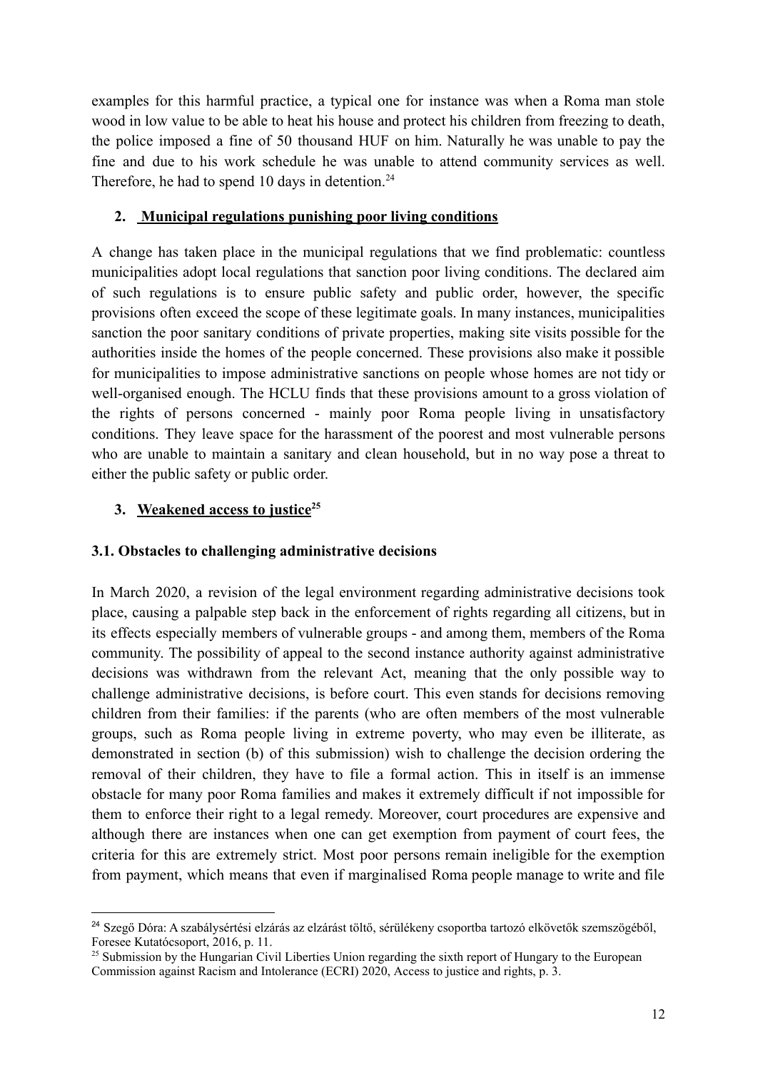examples for this harmful practice, a typical one for instance was when a Roma man stole wood in low value to be able to heat his house and protect his children from freezing to death, the police imposed a fine of 50 thousand HUF on him. Naturally he was unable to pay the fine and due to his work schedule he was unable to attend community services as well. Therefore, he had to spend 10 days in detention.[24]

## 2. Municipal regulations punishing poor living conditions

A change has taken place in the municipal regulations that we find problematic: countless municipalities adopt local regulations that sanction poor living conditions. The declared aim of such regulations is to ensure public safety and public order, however, the specific provisions often exceed the scope of these legitimate goals. In many instances, municipalities sanction the poor sanitary conditions of private properties, making site visits possible for the authorities inside the homes of the people concerned. These provisions also make it possible for municipalities to impose administrative sanctions on people whose homes are not tidy or well-organised enough. The HCLU finds that these provisions amount to a gross violation of the rights of persons concerned - mainly poor Roma people living in unsatisfactory conditions. They leave space for the harassment of the poorest and most vulnerable persons who are unable to maintain a sanitary and clean household, but in no way pose a threat to either the public safety or public order.

## 3. Weakened access to justice[25]

### 3.1. Obstacles to challenging administrative decisions

In March 2020, a revision of the legal environment regarding administrative decisions took place, causing a palpable step back in the enforcement of rights regarding all citizens, but in its effects especially members of vulnerable groups - and among them, members of the Roma community. The possibility of appeal to the second instance authority against administrative decisions was withdrawn from the relevant Act, meaning that the only possible way to challenge administrative decisions, is before court. This even stands for decisions removing children from their families: if the parents (who are often members of the most vulnerable groups, such as Roma people living in extreme poverty, who may even be illiterate, as demonstrated in section (b) of this submission) wish to challenge the decision ordering the removal of their children, they have to file a formal action. This in itself is an immense obstacle for many poor Roma families and makes it extremely difficult if not impossible for them to enforce their right to a legal remedy. Moreover, court procedures are expensive and although there are instances when one can get exemption from payment of court fees, the criteria for this are extremely strict. Most poor persons remain ineligible for the exemption from payment, which means that even if marginalised Roma people manage to write and file

---

[24] Szegő Dóra: A szabálysértési elzárás az elzárást töltő, sérülékeny csoportba tartozó elkövetők szemszögéből, Foresee Kutatócsoport, 2016, p. 11.

[25] Submission by the Hungarian Civil Liberties Union regarding the sixth report of Hungary to the European Commission against Racism and Intolerance (ECRI) 2020, Access to justice and rights, p. 3.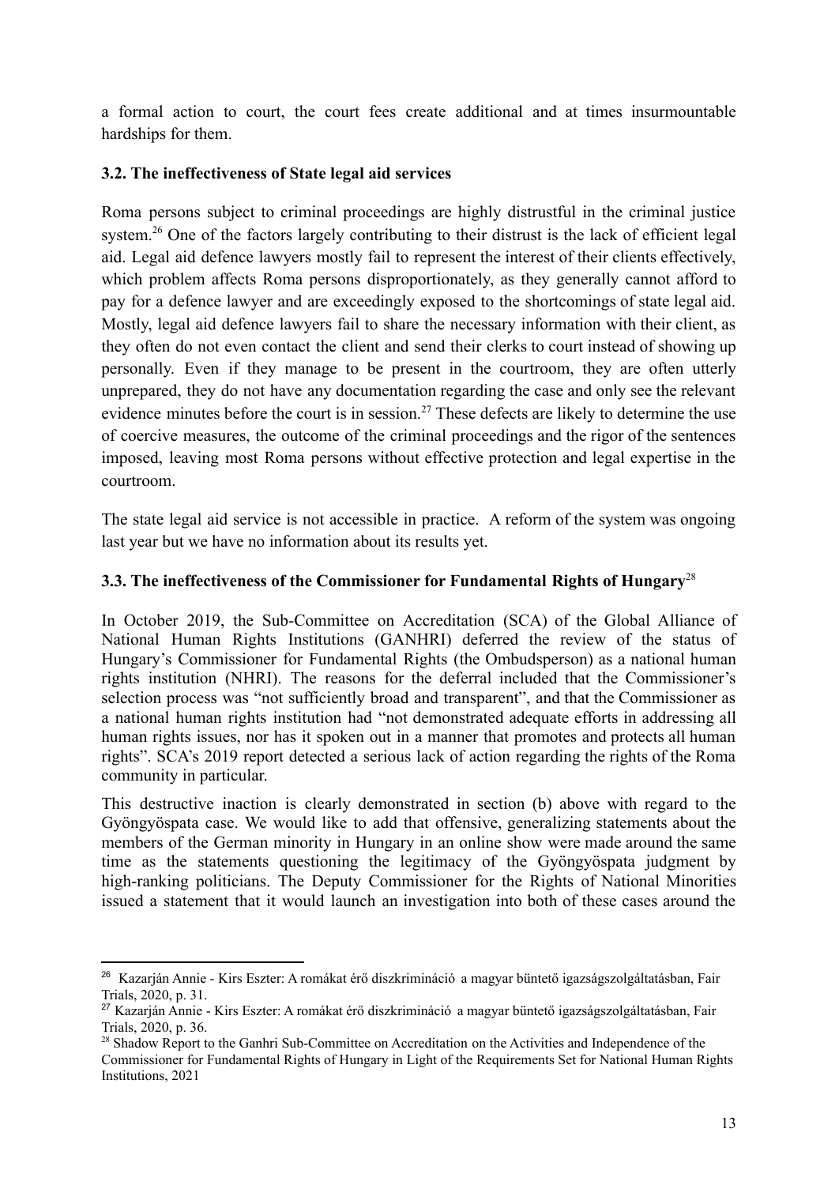a formal action to court, the court fees create additional and at times insurmountable hardships for them.

### 3.2. The ineffectiveness of State legal aid services

Roma persons subject to criminal proceedings are highly distrustful in the criminal justice system.[26] One of the factors largely contributing to their distrust is the lack of efficient legal aid. Legal aid defence lawyers mostly fail to represent the interest of their clients effectively, which problem affects Roma persons disproportionately, as they generally cannot afford to pay for a defence lawyer and are exceedingly exposed to the shortcomings of state legal aid. Mostly, legal aid defence lawyers fail to share the necessary information with their client, as they often do not even contact the client and send their clerks to court instead of showing up personally. Even if they manage to be present in the courtroom, they are often utterly unprepared, they do not have any documentation regarding the case and only see the relevant evidence minutes before the court is in session.[27] These defects are likely to determine the use of coercive measures, the outcome of the criminal proceedings and the rigor of the sentences imposed, leaving most Roma persons without effective protection and legal expertise in the courtroom.

The state legal aid service is not accessible in practice. A reform of the system was ongoing last year but we have no information about its results yet.

### 3.3. The ineffectiveness of the Commissioner for Fundamental Rights of Hungary[28]

In October 2019, the Sub-Committee on Accreditation (SCA) of the Global Alliance of National Human Rights Institutions (GANHRI) deferred the review of the status of Hungary's Commissioner for Fundamental Rights (the Ombudsperson) as a national human rights institution (NHRI). The reasons for the deferral included that the Commissioner's selection process was "not sufficiently broad and transparent", and that the Commissioner as a national human rights institution had "not demonstrated adequate efforts in addressing all human rights issues, nor has it spoken out in a manner that promotes and protects all human rights". SCA's 2019 report detected a serious lack of action regarding the rights of the Roma community in particular.

This destructive inaction is clearly demonstrated in section (b) above with regard to the Gyöngyöspata case. We would like to add that offensive, generalizing statements about the members of the German minority in Hungary in an online show were made around the same time as the statements questioning the legitimacy of the Gyöngyöspata judgment by high-ranking politicians. The Deputy Commissioner for the Rights of National Minorities issued a statement that it would launch an investigation into both of these cases around the

---

[26] Kazarján Annie - Kirs Eszter: A romákat érő diszkrimináció a magyar büntető igazságszolgáltatásban, Fair Trials, 2020, p. 31.

[27] Kazarján Annie - Kirs Eszter: A romákat érő diszkrimináció a magyar büntető igazságszolgáltatásban, Fair Trials, 2020, p. 36.

[28] Shadow Report to the Ganhri Sub-Committee on Accreditation on the Activities and Independence of the Commissioner for Fundamental Rights of Hungary in Light of the Requirements Set for National Human Rights Institutions, 2021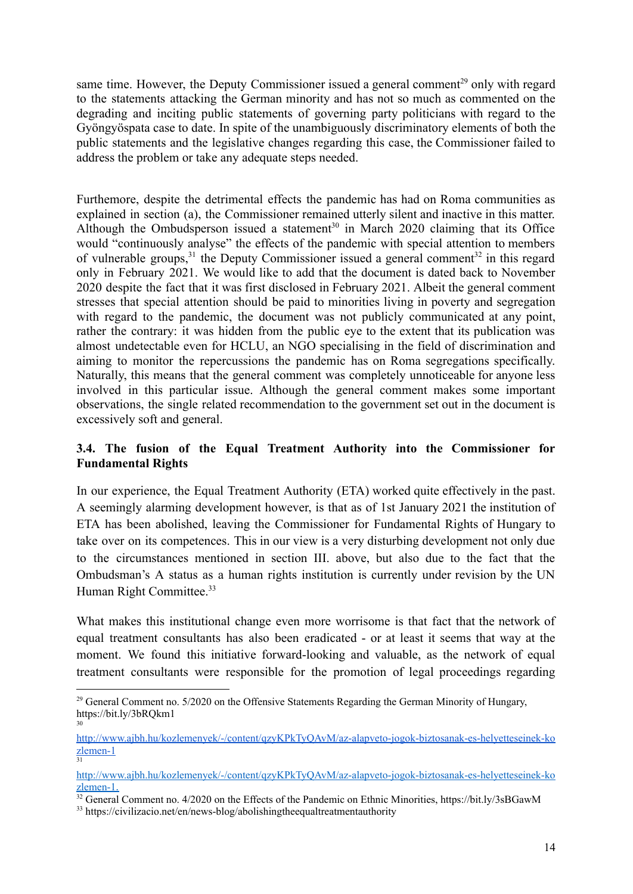same time. However, the Deputy Commissioner issued a general comment[29] only with regard to the statements attacking the German minority and has not so much as commented on the degrading and inciting public statements of governing party politicians with regard to the Gyöngyöspata case to date. In spite of the unambiguously discriminatory elements of both the public statements and the legislative changes regarding this case, the Commissioner failed to address the problem or take any adequate steps needed.

Furthemore, despite the detrimental effects the pandemic has had on Roma communities as explained in section (a), the Commissioner remained utterly silent and inactive in this matter. Although the Ombudsperson issued a statement[30] in March 2020 claiming that its Office would "continuously analyse" the effects of the pandemic with special attention to members of vulnerable groups,[31] the Deputy Commissioner issued a general comment[32] in this regard only in February 2021. We would like to add that the document is dated back to November 2020 despite the fact that it was first disclosed in February 2021. Albeit the general comment stresses that special attention should be paid to minorities living in poverty and segregation with regard to the pandemic, the document was not publicly communicated at any point, rather the contrary: it was hidden from the public eye to the extent that its publication was almost undetectable even for HCLU, an NGO specialising in the field of discrimination and aiming to monitor the repercussions the pandemic has on Roma segregations specifically. Naturally, this means that the general comment was completely unnoticeable for anyone less involved in this particular issue. Although the general comment makes some important observations, the single related recommendation to the government set out in the document is excessively soft and general.

### 3.4. The fusion of the Equal Treatment Authority into the Commissioner for Fundamental Rights

In our experience, the Equal Treatment Authority (ETA) worked quite effectively in the past. A seemingly alarming development however, is that as of 1st January 2021 the institution of ETA has been abolished, leaving the Commissioner for Fundamental Rights of Hungary to take over on its competences. This in our view is a very disturbing development not only due to the circumstances mentioned in section III. above, but also due to the fact that the Ombudsman's A status as a human rights institution is currently under revision by the UN Human Right Committee.[33]

What makes this institutional change even more worrisome is that fact that the network of equal treatment consultants has also been eradicated - or at least it seems that way at the moment. We found this initiative forward-looking and valuable, as the network of equal treatment consultants were responsible for the promotion of legal proceedings regarding

---

[29] General Comment no. 5/2020 on the Offensive Statements Regarding the German Minority of Hungary, https://bit.ly/3bRQkm1

[30] http://www.ajbh.hu/kozlemenyek/-/content/qzyKPkTyQAvM/az-alapveto-jogok-biztosanak-es-helyetteseinek-kozlemen-1

[31] http://www.ajbh.hu/kozlemenyek/-/content/qzyKPkTyQAvM/az-alapveto-jogok-biztosanak-es-helyetteseinek-kozlemen-1.

[32] General Comment no. 4/2020 on the Effects of the Pandemic on Ethnic Minorities, https://bit.ly/3sBGawM

[33] https://civilizacio.net/en/news-blog/abolishingtheequaltreatmentauthority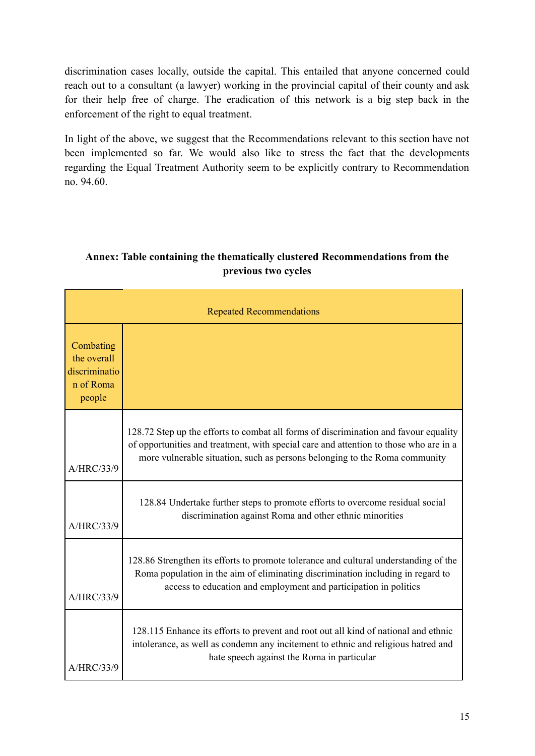discrimination cases locally, outside the capital. This entailed that anyone concerned could reach out to a consultant (a lawyer) working in the provincial capital of their county and ask for their help free of charge. The eradication of this network is a big step back in the enforcement of the right to equal treatment.

In light of the above, we suggest that the Recommendations relevant to this section have not been implemented so far. We would also like to stress the fact that the developments regarding the Equal Treatment Authority seem to be explicitly contrary to Recommendation no. 94.60.

**Annex: Table containing the thematically clustered Recommendations from the previous two cycles**

| Repeated Recommendations | |
|---|---|
| Combating the overall discrimination of Roma people | |
| A/HRC/33/9 | 128.72 Step up the efforts to combat all forms of discrimination and favour equality of opportunities and treatment, with special care and attention to those who are in a more vulnerable situation, such as persons belonging to the Roma community |
| A/HRC/33/9 | 128.84 Undertake further steps to promote efforts to overcome residual social discrimination against Roma and other ethnic minorities |
| A/HRC/33/9 | 128.86 Strengthen its efforts to promote tolerance and cultural understanding of the Roma population in the aim of eliminating discrimination including in regard to access to education and employment and participation in politics |
| A/HRC/33/9 | 128.115 Enhance its efforts to prevent and root out all kind of national and ethnic intolerance, as well as condemn any incitement to ethnic and religious hatred and hate speech against the Roma in particular |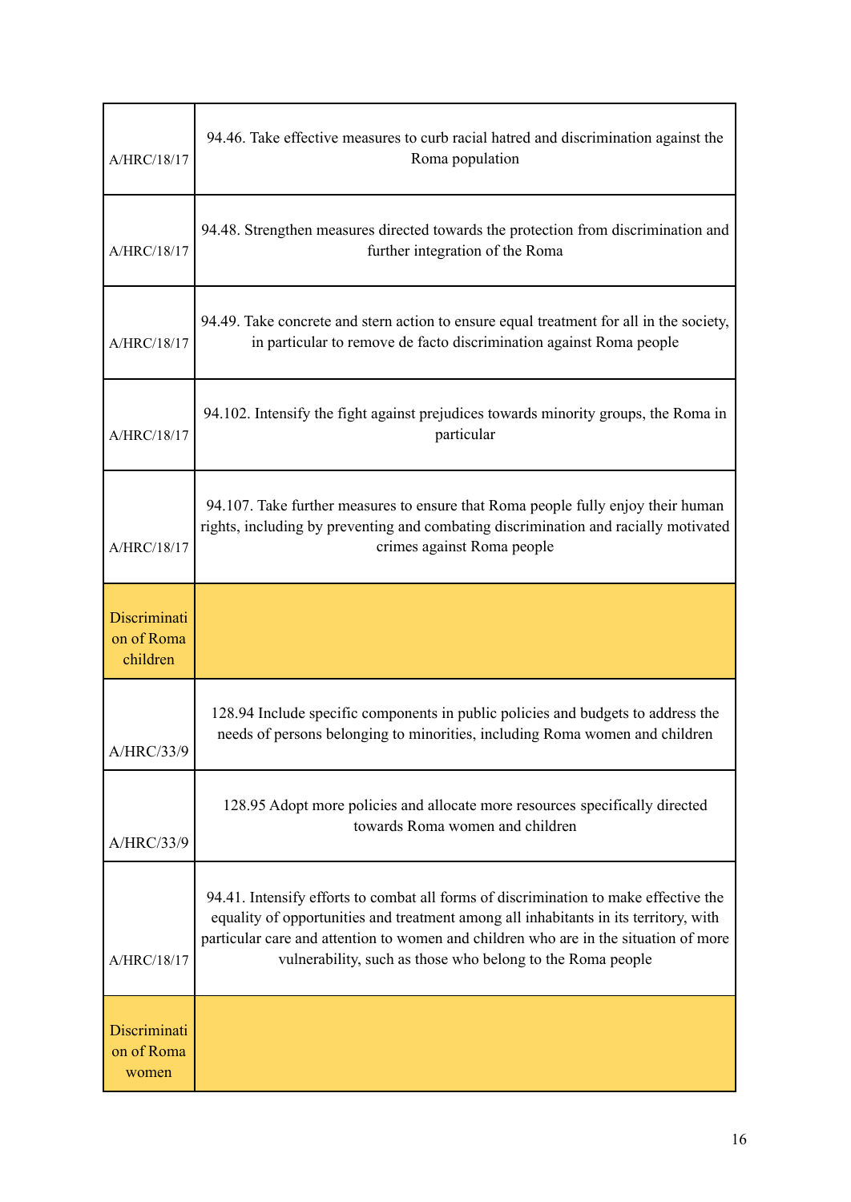| | |
|---|---|
| A/HRC/18/17 | 94.46. Take effective measures to curb racial hatred and discrimination against the Roma population |
| A/HRC/18/17 | 94.48. Strengthen measures directed towards the protection from discrimination and further integration of the Roma |
| A/HRC/18/17 | 94.49. Take concrete and stern action to ensure equal treatment for all in the society, in particular to remove de facto discrimination against Roma people |
| A/HRC/18/17 | 94.102. Intensify the fight against prejudices towards minority groups, the Roma in particular |
| A/HRC/18/17 | 94.107. Take further measures to ensure that Roma people fully enjoy their human rights, including by preventing and combating discrimination and racially motivated crimes against Roma people |
| Discrimination of Roma children | |
| A/HRC/33/9 | 128.94 Include specific components in public policies and budgets to address the needs of persons belonging to minorities, including Roma women and children |
| A/HRC/33/9 | 128.95 Adopt more policies and allocate more resources specifically directed towards Roma women and children |
| A/HRC/18/17 | 94.41. Intensify efforts to combat all forms of discrimination to make effective the equality of opportunities and treatment among all inhabitants in its territory, with particular care and attention to women and children who are in the situation of more vulnerability, such as those who belong to the Roma people |
| Discrimination of Roma women | |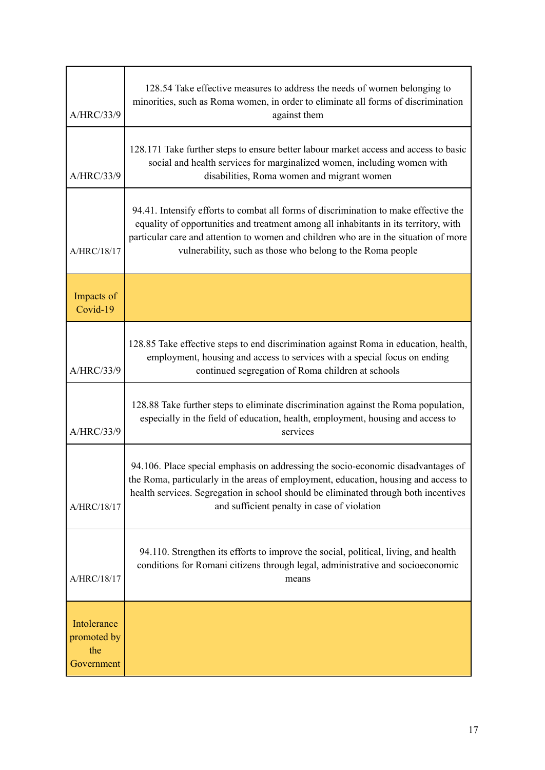| | |
|---|---|
| A/HRC/33/9 | 128.54 Take effective measures to address the needs of women belonging to minorities, such as Roma women, in order to eliminate all forms of discrimination against them |
| A/HRC/33/9 | 128.171 Take further steps to ensure better labour market access and access to basic social and health services for marginalized women, including women with disabilities, Roma women and migrant women |
| A/HRC/18/17 | 94.41. Intensify efforts to combat all forms of discrimination to make effective the equality of opportunities and treatment among all inhabitants in its territory, with particular care and attention to women and children who are in the situation of more vulnerability, such as those who belong to the Roma people |
| Impacts of Covid-19 | |
| A/HRC/33/9 | 128.85 Take effective steps to end discrimination against Roma in education, health, employment, housing and access to services with a special focus on ending continued segregation of Roma children at schools |
| A/HRC/33/9 | 128.88 Take further steps to eliminate discrimination against the Roma population, especially in the field of education, health, employment, housing and access to services |
| A/HRC/18/17 | 94.106. Place special emphasis on addressing the socio-economic disadvantages of the Roma, particularly in the areas of employment, education, housing and access to health services. Segregation in school should be eliminated through both incentives and sufficient penalty in case of violation |
| A/HRC/18/17 | 94.110. Strengthen its efforts to improve the social, political, living, and health conditions for Romani citizens through legal, administrative and socioeconomic means |
| Intolerance promoted by the Government | |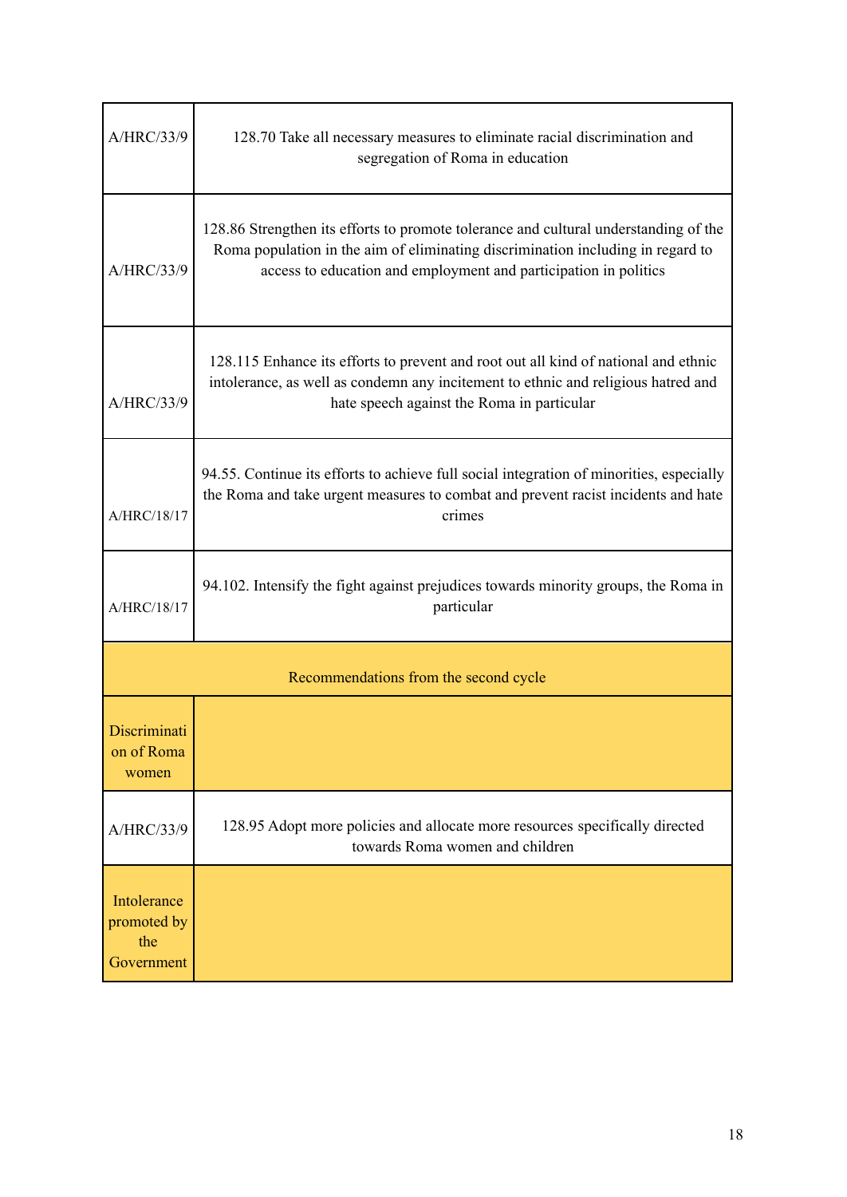| | |
|---|---|
| A/HRC/33/9 | 128.70 Take all necessary measures to eliminate racial discrimination and segregation of Roma in education |
| A/HRC/33/9 | 128.86 Strengthen its efforts to promote tolerance and cultural understanding of the Roma population in the aim of eliminating discrimination including in regard to access to education and employment and participation in politics |
| A/HRC/33/9 | 128.115 Enhance its efforts to prevent and root out all kind of national and ethnic intolerance, as well as condemn any incitement to ethnic and religious hatred and hate speech against the Roma in particular |
| A/HRC/18/17 | 94.55. Continue its efforts to achieve full social integration of minorities, especially the Roma and take urgent measures to combat and prevent racist incidents and hate crimes |
| A/HRC/18/17 | 94.102. Intensify the fight against prejudices towards minority groups, the Roma in particular |
| Recommendations from the second cycle | |
| Discrimination of Roma women | |
| A/HRC/33/9 | 128.95 Adopt more policies and allocate more resources specifically directed towards Roma women and children |
| Intolerance promoted by the Government | |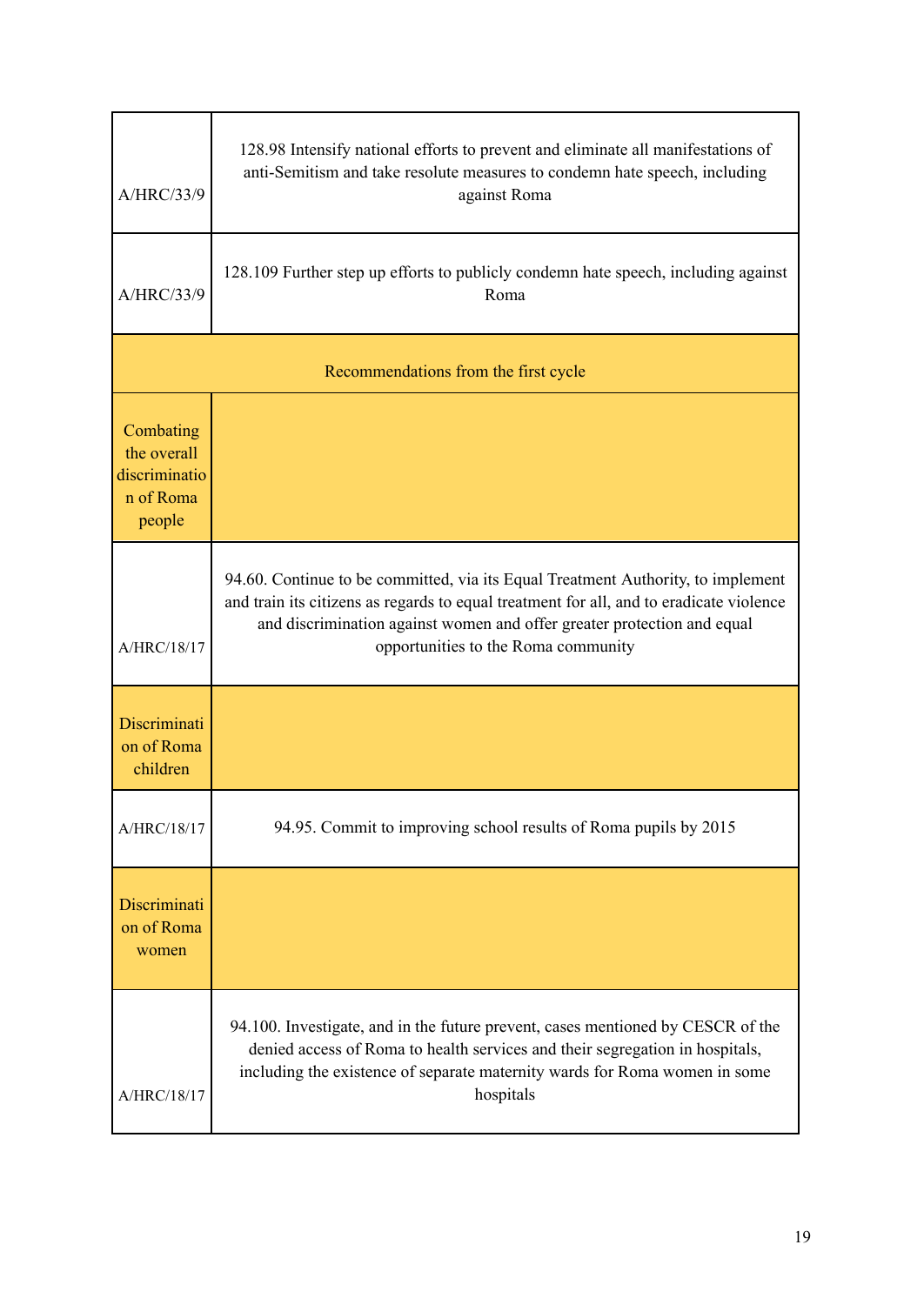| | |
|---|---|
| A/HRC/33/9 | 128.98 Intensify national efforts to prevent and eliminate all manifestations of anti-Semitism and take resolute measures to condemn hate speech, including against Roma |
| A/HRC/33/9 | 128.109 Further step up efforts to publicly condemn hate speech, including against Roma |
| Recommendations from the first cycle | |
| Combating the overall discrimination of Roma people | |
| A/HRC/18/17 | 94.60. Continue to be committed, via its Equal Treatment Authority, to implement and train its citizens as regards to equal treatment for all, and to eradicate violence and discrimination against women and offer greater protection and equal opportunities to the Roma community |
| Discrimination of Roma children | |
| A/HRC/18/17 | 94.95. Commit to improving school results of Roma pupils by 2015 |
| Discrimination of Roma women | |
| A/HRC/18/17 | 94.100. Investigate, and in the future prevent, cases mentioned by CESCR of the denied access of Roma to health services and their segregation in hospitals, including the existence of separate maternity wards for Roma women in some hospitals |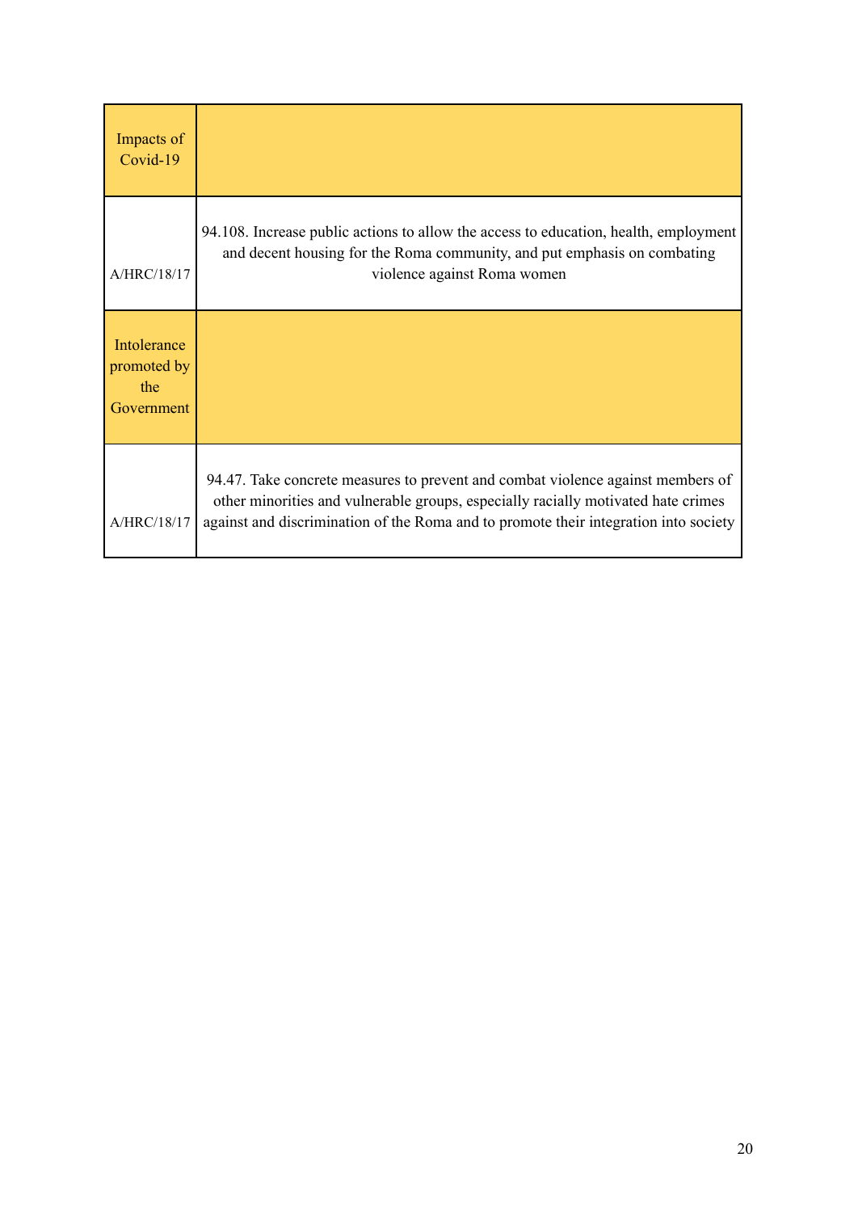| | |
|---|---|
| Impacts of Covid-19 | |
| A/HRC/18/17 | 94.108. Increase public actions to allow the access to education, health, employment and decent housing for the Roma community, and put emphasis on combating violence against Roma women |
| Intolerance promoted by the Government | |
| A/HRC/18/17 | 94.47. Take concrete measures to prevent and combat violence against members of other minorities and vulnerable groups, especially racially motivated hate crimes against and discrimination of the Roma and to promote their integration into society |